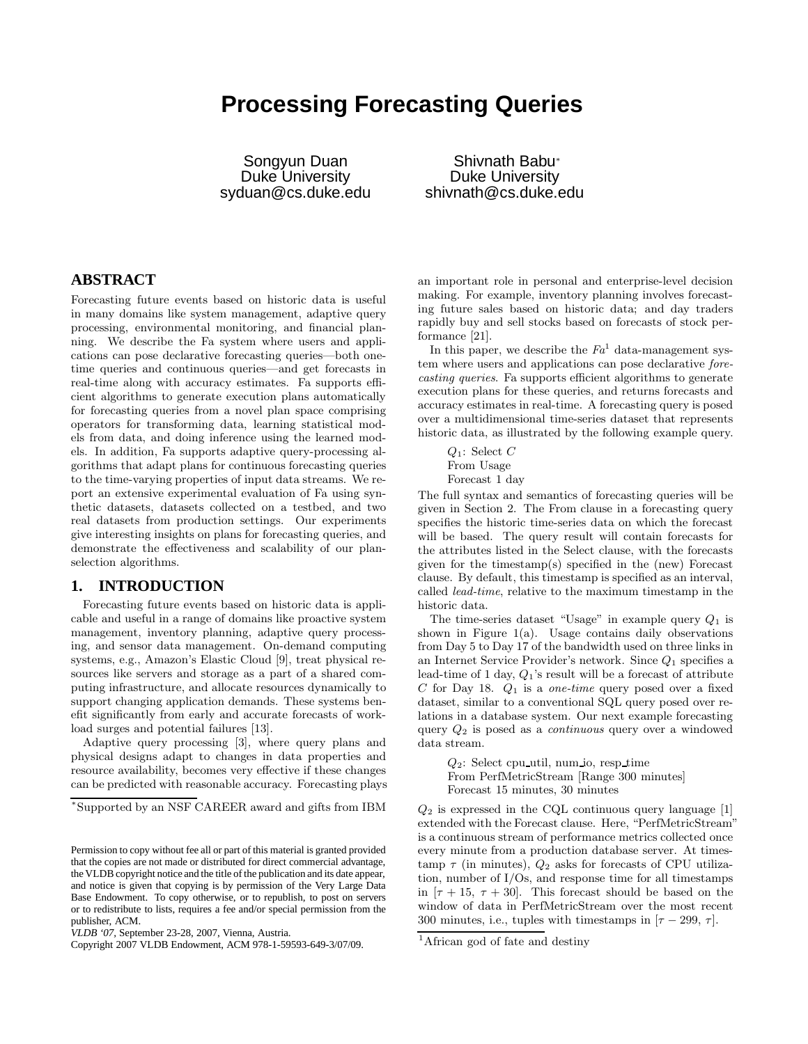# Processing Forecasting Queries

Songyun Duan
Duke University
syduan@cs.duke.edu

Shivnath Babu[*]
Duke University
shivnath@cs.duke.edu

## ABSTRACT

Forecasting future events based on historic data is useful in many domains like system management, adaptive query processing, environmental monitoring, and financial planning. We describe the Fa system where users and applications can pose declarative forecasting queries—both one-time queries and continuous queries—and get forecasts in real-time along with accuracy estimates. Fa supports efficient algorithms to generate execution plans automatically for forecasting queries from a novel plan space comprising operators for transforming data, learning statistical models from data, and doing inference using the learned models. In addition, Fa supports adaptive query-processing algorithms that adapt plans for continuous forecasting queries to the time-varying properties of input data streams. We report an extensive experimental evaluation of Fa using synthetic datasets, datasets collected on a testbed, and two real datasets from production settings. Our experiments give interesting insights on plans for forecasting queries, and demonstrate the effectiveness and scalability of our plan-selection algorithms.

## 1. INTRODUCTION

Forecasting future events based on historic data is applicable and useful in a range of domains like proactive system management, inventory planning, adaptive query processing, and sensor data management. On-demand computing systems, e.g., Amazon's Elastic Cloud [9], treat physical resources like servers and storage as a part of a shared computing infrastructure, and allocate resources dynamically to support changing application demands. These systems benefit significantly from early and accurate forecasts of workload surges and potential failures [13].

Adaptive query processing [3], where query plans and physical designs adapt to changes in data properties and resource availability, becomes very effective if these changes can be predicted with reasonable accuracy. Forecasting plays an important role in personal and enterprise-level decision making. For example, inventory planning involves forecasting future sales based on historic data; and day traders rapidly buy and sell stocks based on forecasts of stock performance [21].

In this paper, we describe the *Fa*[1] data-management system where users and applications can pose declarative *forecasting queries*. Fa supports efficient algorithms to generate execution plans for these queries, and returns forecasts and accuracy estimates in real-time. A forecasting query is posed over a multidimensional time-series dataset that represents historic data, as illustrated by the following example query.

> $Q_1$: Select $C$
> From Usage
> Forecast 1 day

The full syntax and semantics of forecasting queries will be given in Section 2. The From clause in a forecasting query specifies the historic time-series data on which the forecast will be based. The query result will contain forecasts for the attributes listed in the Select clause, with the forecasts given for the timestamp(s) specified in the (new) Forecast clause. By default, this timestamp is specified as an interval, called *lead-time*, relative to the maximum timestamp in the historic data.

The time-series dataset "Usage" in example query $Q_1$ is shown in Figure 1(a). Usage contains daily observations from Day 5 to Day 17 of the bandwidth used on three links in an Internet Service Provider's network. Since $Q_1$ specifies a lead-time of 1 day, $Q_1$'s result will be a forecast of attribute $C$ for Day 18. $Q_1$ is a *one-time* query posed over a fixed dataset, similar to a conventional SQL query posed over relations in a database system. Our next example forecasting query $Q_2$ is posed as a *continuous* query over a windowed data stream.

> $Q_2$: Select cpu_util, num_io, resp_time
> From PerfMetricStream [Range 300 minutes]
> Forecast 15 minutes, 30 minutes

$Q_2$ is expressed in the CQL continuous query language [1] extended with the Forecast clause. Here, "PerfMetricStream" is a continuous stream of performance metrics collected once every minute from a production database server. At timestamp $\tau$ (in minutes), $Q_2$ asks for forecasts of CPU utilization, number of I/Os, and response time for all timestamps in $[\tau + 15,\ \tau + 30]$. This forecast should be based on the window of data in PerfMetricStream over the most recent 300 minutes, i.e., tuples with timestamps in $[\tau - 299,\ \tau]$.

[*]Supported by an NSF CAREER award and gifts from IBM

Permission to copy without fee all or part of this material is granted provided that the copies are not made or distributed for direct commercial advantage, the VLDB copyright notice and the title of the publication and its date appear, and notice is given that copying is by permission of the Very Large Data Base Endowment. To copy otherwise, or to republish, to post on servers or to redistribute to lists, requires a fee and/or special permission from the publisher, ACM.

*VLDB '07*, September 23-28, 2007, Vienna, Austria.
Copyright 2007 VLDB Endowment, ACM 978-1-59593-649-3/07/09.

[1]African god of fate and destiny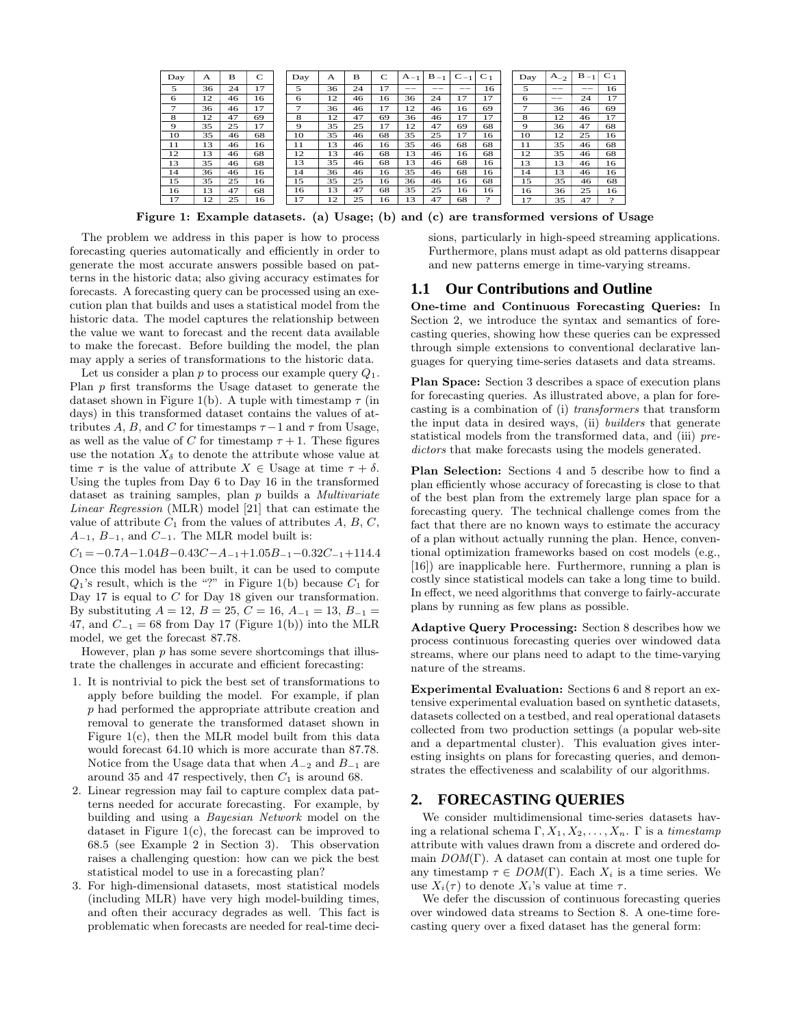| Day | A | B | C |
|---|---|---|---|
| 5 | 36 | 24 | 17 |
| 6 | 12 | 46 | 16 |
| 7 | 36 | 46 | 17 |
| 8 | 12 | 47 | 69 |
| 9 | 35 | 25 | 17 |
| 10 | 35 | 46 | 68 |
| 11 | 13 | 46 | 16 |
| 12 | 13 | 46 | 68 |
| 13 | 35 | 46 | 68 |
| 14 | 36 | 46 | 16 |
| 15 | 35 | 25 | 16 |
| 16 | 13 | 47 | 68 |
| 17 | 12 | 25 | 16 |

| Day | A | B | C | $A_{-1}$ | $B_{-1}$ | $C_{-1}$ | $C_1$ |
|---|---|---|---|---|---|---|---|
| 5 | 36 | 24 | 17 | −− | −− | −− | 16 |
| 6 | 12 | 46 | 16 | 36 | 24 | 17 | 17 |
| 7 | 36 | 46 | 17 | 12 | 46 | 16 | 69 |
| 8 | 12 | 47 | 69 | 36 | 46 | 17 | 17 |
| 9 | 35 | 25 | 17 | 12 | 47 | 69 | 68 |
| 10 | 35 | 46 | 68 | 35 | 25 | 17 | 16 |
| 11 | 13 | 46 | 16 | 35 | 46 | 68 | 68 |
| 12 | 13 | 46 | 68 | 13 | 46 | 16 | 68 |
| 13 | 35 | 46 | 68 | 13 | 46 | 68 | 16 |
| 14 | 36 | 46 | 16 | 35 | 46 | 68 | 16 |
| 15 | 35 | 25 | 16 | 36 | 46 | 16 | 68 |
| 16 | 13 | 47 | 68 | 35 | 25 | 16 | 16 |
| 17 | 12 | 25 | 16 | 13 | 47 | 68 | ? |

| Day | $A_{-2}$ | $B_{-1}$ | $C_1$ |
|---|---|---|---|
| 5 | −− | −− | 16 |
| 6 | −− | 24 | 17 |
| 7 | 36 | 46 | 69 |
| 8 | 12 | 46 | 17 |
| 9 | 36 | 47 | 68 |
| 10 | 12 | 25 | 16 |
| 11 | 35 | 46 | 68 |
| 12 | 35 | 46 | 68 |
| 13 | 13 | 46 | 16 |
| 14 | 13 | 46 | 16 |
| 15 | 35 | 46 | 68 |
| 16 | 36 | 25 | 16 |
| 17 | 35 | 47 | ? |

**Figure 1: Example datasets. (a) Usage; (b) and (c) are transformed versions of Usage**

The problem we address in this paper is how to process forecasting queries automatically and efficiently in order to generate the most accurate answers possible based on patterns in the historic data; also giving accuracy estimates for forecasts. A forecasting query can be processed using an execution plan that builds and uses a statistical model from the historic data. The model captures the relationship between the value we want to forecast and the recent data available to make the forecast. Before building the model, the plan may apply a series of transformations to the historic data.

Let us consider a plan $p$ to process our example query $Q_1$. Plan $p$ first transforms the Usage dataset to generate the dataset shown in Figure 1(b). A tuple with timestamp $\tau$ (in days) in this transformed dataset contains the values of attributes $A$, $B$, and $C$ for timestamps $\tau-1$ and $\tau$ from Usage, as well as the value of $C$ for timestamp $\tau+1$. These figures use the notation $X_\delta$ to denote the attribute whose value at time $\tau$ is the value of attribute $X \in$ Usage at time $\tau+\delta$. Using the tuples from Day 6 to Day 16 in the transformed dataset as training samples, plan $p$ builds a *Multivariate Linear Regression* (MLR) model [21] that can estimate the value of attribute $C_1$ from the values of attributes $A$, $B$, $C$, $A_{-1}$, $B_{-1}$, and $C_{-1}$. The MLR model built is:

$$C_1 = -0.7A - 1.04B - 0.43C - A_{-1} + 1.05B_{-1} - 0.32C_{-1} + 114.4$$

Once this model has been built, it can be used to compute $Q_1$'s result, which is the "?" in Figure 1(b) because $C_1$ for Day 17 is equal to $C$ for Day 18 given our transformation. By substituting $A = 12$, $B = 25$, $C = 16$, $A_{-1} = 13$, $B_{-1} = 47$, and $C_{-1} = 68$ from Day 17 (Figure 1(b)) into the MLR model, we get the forecast 87.78.

However, plan $p$ has some severe shortcomings that illustrate the challenges in accurate and efficient forecasting:

1. It is nontrivial to pick the best set of transformations to apply before building the model. For example, if plan $p$ had performed the appropriate attribute creation and removal to generate the transformed dataset shown in Figure 1(c), then the MLR model built from this data would forecast 64.10 which is more accurate than 87.78. Notice from the Usage data that when $A_{-2}$ and $B_{-1}$ are around 35 and 47 respectively, then $C_1$ is around 68.
2. Linear regression may fail to capture complex data patterns needed for accurate forecasting. For example, by building and using a *Bayesian Network* model on the dataset in Figure 1(c), the forecast can be improved to 68.5 (see Example 2 in Section 3). This observation raises a challenging question: how can we pick the best statistical model to use in a forecasting plan?
3. For high-dimensional datasets, most statistical models (including MLR) have very high model-building times, and often their accuracy degrades as well. This fact is problematic when forecasts are needed for real-time decisions, particularly in high-speed streaming applications. Furthermore, plans must adapt as old patterns disappear and new patterns emerge in time-varying streams.

## 1.1 Our Contributions and Outline

**One-time and Continuous Forecasting Queries:** In Section 2, we introduce the syntax and semantics of forecasting queries, showing how these queries can be expressed through simple extensions to conventional declarative languages for querying time-series datasets and data streams.

**Plan Space:** Section 3 describes a space of execution plans for forecasting queries. As illustrated above, a plan for forecasting is a combination of (i) *transformers* that transform the input data in desired ways, (ii) *builders* that generate statistical models from the transformed data, and (iii) *predictors* that make forecasts using the models generated.

**Plan Selection:** Sections 4 and 5 describe how to find a plan efficiently whose accuracy of forecasting is close to that of the best plan from the extremely large plan space for a forecasting query. The technical challenge comes from the fact that there are no known ways to estimate the accuracy of a plan without actually running the plan. Hence, conventional optimization frameworks based on cost models (e.g., [16]) are inapplicable here. Furthermore, running a plan is costly since statistical models can take a long time to build. In effect, we need algorithms that converge to fairly-accurate plans by running as few plans as possible.

**Adaptive Query Processing:** Section 8 describes how we process continuous forecasting queries over windowed data streams, where our plans need to adapt to the time-varying nature of the streams.

**Experimental Evaluation:** Sections 6 and 8 report an extensive experimental evaluation based on synthetic datasets, datasets collected on a testbed, and real operational datasets collected from two production settings (a popular web-site and a departmental cluster). This evaluation gives interesting insights on plans for forecasting queries, and demonstrates the effectiveness and scalability of our algorithms.

## 2. FORECASTING QUERIES

We consider multidimensional time-series datasets having a relational schema $\Gamma, X_1, X_2, \ldots, X_n$. $\Gamma$ is a *timestamp* attribute with values drawn from a discrete and ordered domain $DOM(\Gamma)$. A dataset can contain at most one tuple for any timestamp $\tau \in DOM(\Gamma)$. Each $X_i$ is a time series. We use $X_i(\tau)$ to denote $X_i$'s value at time $\tau$.

We defer the discussion of continuous forecasting queries over windowed data streams to Section 8. A one-time forecasting query over a fixed dataset has the general form: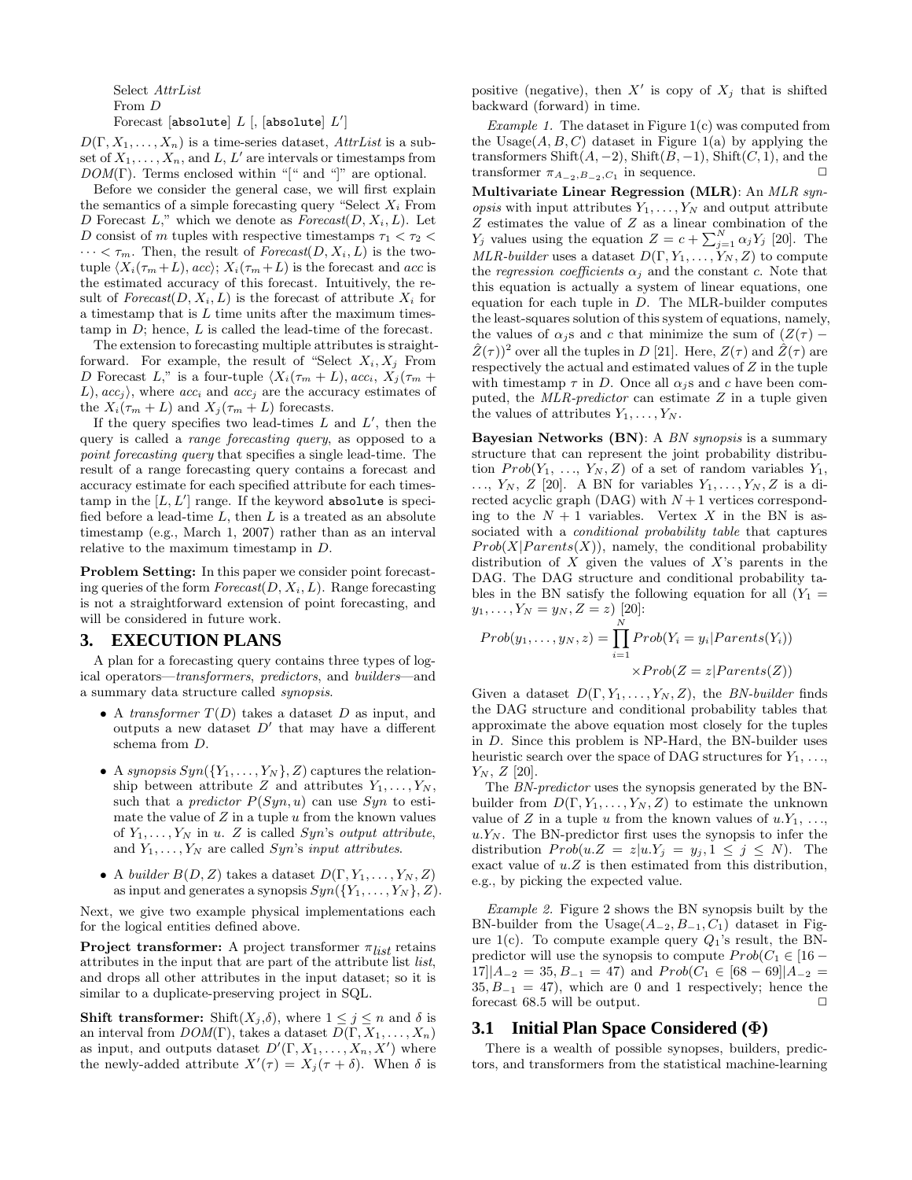Select *AttrList*
From *D*
Forecast [absolute] *L* [, [absolute] *L'*]

$D(\Gamma, X_1, \ldots, X_n)$ is a time-series dataset, *AttrList* is a subset of $X_1, \ldots, X_n$, and $L$, $L'$ are intervals or timestamps from $DOM(\Gamma)$. Terms enclosed within "[" and "]" are optional.

Before we consider the general case, we will first explain the semantics of a simple forecasting query "Select $X_i$ From $D$ Forecast $L$," which we denote as *Forecast*$(D, X_i, L)$. Let $D$ consist of $m$ tuples with respective timestamps $\tau_1 < \tau_2 < \cdots < \tau_m$. Then, the result of *Forecast*$(D, X_i, L)$ is the two-tuple $\langle X_i(\tau_m+L), acc\rangle$; $X_i(\tau_m+L)$ is the forecast and $acc$ is the estimated accuracy of this forecast. Intuitively, the result of *Forecast*$(D, X_i, L)$ is the forecast of attribute $X_i$ for a timestamp that is $L$ time units after the maximum timestamp in $D$; hence, $L$ is called the lead-time of the forecast.

The extension to forecasting multiple attributes is straightforward. For example, the result of "Select $X_i, X_j$ From $D$ Forecast $L$," is a four-tuple $\langle X_i(\tau_m + L), acc_i, X_j(\tau_m + L), acc_j\rangle$, where $acc_i$ and $acc_j$ are the accuracy estimates of the $X_i(\tau_m + L)$ and $X_j(\tau_m + L)$ forecasts.

If the query specifies two lead-times $L$ and $L'$, then the query is called a *range forecasting query*, as opposed to a *point forecasting query* that specifies a single lead-time. The result of a range forecasting query contains a forecast and accuracy estimate for each specified attribute for each timestamp in the $[L, L']$ range. If the keyword absolute is specified before a lead-time $L$, then $L$ is a treated as an absolute timestamp (e.g., March 1, 2007) rather than as an interval relative to the maximum timestamp in $D$.

**Problem Setting:** In this paper we consider point forecasting queries of the form *Forecast*$(D, X_i, L)$. Range forecasting is not a straightforward extension of point forecasting, and will be considered in future work.

## 3. EXECUTION PLANS

A plan for a forecasting query contains three types of logical operators—*transformers*, *predictors*, and *builders*—and a summary data structure called *synopsis*.

- A *transformer* $T(D)$ takes a dataset $D$ as input, and outputs a new dataset $D'$ that may have a different schema from $D$.
- A *synopsis* $Syn(\{Y_1, \ldots, Y_N\}, Z)$ captures the relationship between attribute $Z$ and attributes $Y_1, \ldots, Y_N$, such that a *predictor* $P(Syn, u)$ can use $Syn$ to estimate the value of $Z$ in a tuple $u$ from the known values of $Y_1, \ldots, Y_N$ in $u$. $Z$ is called $Syn$'s *output attribute*, and $Y_1, \ldots, Y_N$ are called $Syn$'s *input attributes*.
- A *builder* $B(D, Z)$ takes a dataset $D(\Gamma, Y_1, \ldots, Y_N, Z)$ as input and generates a synopsis $Syn(\{Y_1, \ldots, Y_N\}, Z)$.

Next, we give two example physical implementations each for the logical entities defined above.

**Project transformer:** A project transformer $\pi_{list}$ retains attributes in the input that are part of the attribute list *list*, and drops all other attributes in the input dataset; so it is similar to a duplicate-preserving project in SQL.

**Shift transformer:** Shift$(X_j,\delta)$, where $1 \le j \le n$ and $\delta$ is an interval from $DOM(\Gamma)$, takes a dataset $D(\Gamma, X_1, \ldots, X_n)$ as input, and outputs dataset $D'(\Gamma, X_1, \ldots, X_n, X')$ where the newly-added attribute $X'(\tau) = X_j(\tau + \delta)$. When $\delta$ is positive (negative), then $X'$ is copy of $X_j$ that is shifted backward (forward) in time.

*Example 1.* The dataset in Figure 1(c) was computed from the Usage$(A, B, C)$ dataset in Figure 1(a) by applying the transformers Shift$(A, -2)$, Shift$(B, -1)$, Shift$(C, 1)$, and the transformer $\pi_{A_{-2},B_{-2},C_1}$ in sequence. □

**Multivariate Linear Regression (MLR)**: An *MLR synopsis* with input attributes $Y_1, \ldots, Y_N$ and output attribute $Z$ estimates the value of $Z$ as a linear combination of the $Y_j$ values using the equation $Z = c + \sum_{j=1}^{N} \alpha_j Y_j$ [20]. The *MLR-builder* uses a dataset $D(\Gamma, Y_1, \ldots, Y_N, Z)$ to compute the *regression coefficients* $\alpha_j$ and the constant $c$. Note that this equation is actually a system of linear equations, one equation for each tuple in $D$. The MLR-builder computes the least-squares solution of this system of equations, namely, the values of $\alpha_j$s and $c$ that minimize the sum of $(Z(\tau) - \hat{Z}(\tau))^2$ over all the tuples in $D$ [21]. Here, $Z(\tau)$ and $\hat{Z}(\tau)$ are respectively the actual and estimated values of $Z$ in the tuple with timestamp $\tau$ in $D$. Once all $\alpha_j$s and $c$ have been computed, the *MLR-predictor* can estimate $Z$ in a tuple given the values of attributes $Y_1, \ldots, Y_N$.

**Bayesian Networks (BN)**: A *BN synopsis* is a summary structure that can represent the joint probability distribution $Prob(Y_1, \ldots, Y_N, Z)$ of a set of random variables $Y_1$, $\ldots$, $Y_N$, $Z$ [20]. A BN for variables $Y_1, \ldots, Y_N, Z$ is a directed acyclic graph (DAG) with $N+1$ vertices corresponding to the $N + 1$ variables. Vertex $X$ in the BN is associated with a *conditional probability table* that captures $Prob(X|Parents(X))$, namely, the conditional probability distribution of $X$ given the values of $X$'s parents in the DAG. The DAG structure and conditional probability tables in the BN satisfy the following equation for all $(Y_1 = y_1, \ldots, Y_N = y_N, Z = z)$ [20]:

$$Prob(y_1, \ldots, y_N, z) = \prod_{i=1}^{N} Prob(Y_i = y_i|Parents(Y_i)) \times Prob(Z = z|Parents(Z))$$

Given a dataset $D(\Gamma, Y_1, \ldots, Y_N, Z)$, the *BN-builder* finds the DAG structure and conditional probability tables that approximate the above equation most closely for the tuples in $D$. Since this problem is NP-Hard, the BN-builder uses heuristic search over the space of DAG structures for $Y_1, \ldots, Y_N$, $Z$ [20].

The *BN-predictor* uses the synopsis generated by the BN-builder from $D(\Gamma, Y_1, \ldots, Y_N, Z)$ to estimate the unknown value of $Z$ in a tuple $u$ from the known values of $u.Y_1, \ldots, u.Y_N$. The BN-predictor first uses the synopsis to infer the distribution $Prob(u.Z = z|u.Y_j = y_j, 1 \le j \le N)$. The exact value of $u.Z$ is then estimated from this distribution, e.g., by picking the expected value.

*Example 2.* Figure 2 shows the BN synopsis built by the BN-builder from the Usage$(A_{-2}, B_{-1}, C_1)$ dataset in Figure 1(c). To compute example query $Q_1$'s result, the BN-predictor will use the synopsis to compute $Prob(C_1 \in [16 - 17]|A_{-2} = 35, B_{-1} = 47)$ and $Prob(C_1 \in [68 - 69]|A_{-2} = 35, B_{-1} = 47)$, which are 0 and 1 respectively; hence the forecast 68.5 will be output. □

### 3.1 Initial Plan Space Considered (Φ)

There is a wealth of possible synopses, builders, predictors, and transformers from the statistical machine-learning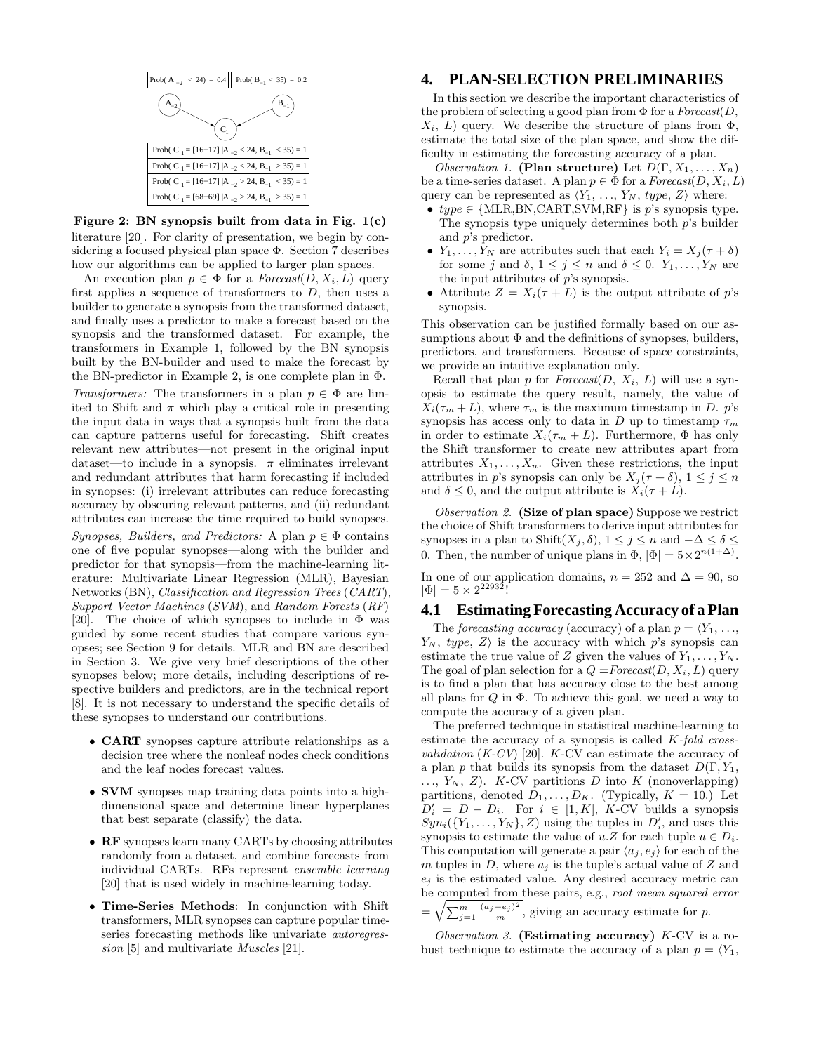| Prob( $A_{-2}$ < 24) = 0.4 | Prob( $B_{-1}$ < 35) = 0.2 |
|---|---|

Prob( $C_1$ = [16−17] | $A_{-2}$ < 24, $B_{-1}$ < 35) = 1
Prob( $C_1$ = [16−17] | $A_{-2}$ < 24, $B_{-1}$ > 35) = 1
Prob( $C_1$ = [16−17] | $A_{-2}$ > 24, $B_{-1}$ < 35) = 1
Prob( $C_1$ = [68−69] | $A_{-2}$ > 24, $B_{-1}$ > 35) = 1

**Figure 2: BN synopsis built from data in Fig. 1(c)**

literature [20]. For clarity of presentation, we begin by considering a focused physical plan space $\Phi$. Section 7 describes how our algorithms can be applied to larger plan spaces.

An execution plan $p \in \Phi$ for a *Forecast*$(D, X_i, L)$ query first applies a sequence of transformers to $D$, then uses a builder to generate a synopsis from the transformed dataset, and finally uses a predictor to make a forecast based on the synopsis and the transformed dataset. For example, the transformers in Example 1, followed by the BN synopsis built by the BN-builder and used to make the forecast by the BN-predictor in Example 2, is one complete plan in $\Phi$.

*Transformers:* The transformers in a plan $p \in \Phi$ are limited to Shift and $\pi$ which play a critical role in presenting the input data in ways that a synopsis built from the data can capture patterns useful for forecasting. Shift creates relevant new attributes—not present in the original input dataset—to include in a synopsis. $\pi$ eliminates irrelevant and redundant attributes that harm forecasting if included in synopses: (i) irrelevant attributes can reduce forecasting accuracy by obscuring relevant patterns, and (ii) redundant attributes can increase the time required to build synopses.

*Synopses, Builders, and Predictors:* A plan $p \in \Phi$ contains one of five popular synopses—along with the builder and predictor for that synopsis—from the machine-learning literature: Multivariate Linear Regression (MLR), Bayesian Networks (BN), *Classification and Regression Trees* (*CART*), *Support Vector Machines* (*SVM*), and *Random Forests* (*RF*) [20]. The choice of which synopses to include in $\Phi$ was guided by some recent studies that compare various synopses; see Section 9 for details. MLR and BN are described in Section 3. We give very brief descriptions of the other synopses below; more details, including descriptions of respective builders and predictors, are in the technical report [8]. It is not necessary to understand the specific details of these synopses to understand our contributions.

- **CART** synopses capture attribute relationships as a decision tree where the nonleaf nodes check conditions and the leaf nodes forecast values.
- **SVM** synopses map training data points into a high-dimensional space and determine linear hyperplanes that best separate (classify) the data.
- **RF** synopses learn many CARTs by choosing attributes randomly from a dataset, and combine forecasts from individual CARTs. RFs represent *ensemble learning* [20] that is used widely in machine-learning today.
- **Time-Series Methods**: In conjunction with Shift transformers, MLR synopses can capture popular time-series forecasting methods like univariate *autoregression* [5] and multivariate *Muscles* [21].

# 4. PLAN-SELECTION PRELIMINARIES

In this section we describe the important characteristics of the problem of selecting a good plan from $\Phi$ for a *Forecast*$(D, X_i, L)$ query. We describe the structure of plans from $\Phi$, estimate the total size of the plan space, and show the difficulty in estimating the forecasting accuracy of a plan.

*Observation 1.* **(Plan structure)** Let $D(\Gamma, X_1, \ldots, X_n)$ be a time-series dataset. A plan $p \in \Phi$ for a *Forecast*$(D, X_i, L)$ query can be represented as $\langle Y_1, \ldots, Y_N, type, Z\rangle$ where:

- $type \in$ {MLR,BN,CART,SVM,RF} is $p$'s synopsis type. The synopsis type uniquely determines both $p$'s builder and $p$'s predictor.
- $Y_1, \ldots, Y_N$ are attributes such that each $Y_i = X_j(\tau + \delta)$ for some $j$ and $\delta$, $1 \le j \le n$ and $\delta \le 0$. $Y_1, \ldots, Y_N$ are the input attributes of $p$'s synopsis.
- Attribute $Z = X_i(\tau + L)$ is the output attribute of $p$'s synopsis.

This observation can be justified formally based on our assumptions about $\Phi$ and the definitions of synopses, builders, predictors, and transformers. Because of space constraints, we provide an intuitive explanation only.

Recall that plan $p$ for *Forecast*$(D, X_i, L)$ will use a synopsis to estimate the query result, namely, the value of $X_i(\tau_m + L)$, where $\tau_m$ is the maximum timestamp in $D$. $p$'s synopsis has access only to data in $D$ up to timestamp $\tau_m$ in order to estimate $X_i(\tau_m + L)$. Furthermore, $\Phi$ has only the Shift transformer to create new attributes apart from attributes $X_1, \ldots, X_n$. Given these restrictions, the input attributes in $p$'s synopsis can only be $X_j(\tau + \delta)$, $1 \le j \le n$ and $\delta \le 0$, and the output attribute is $X_i(\tau + L)$.

*Observation 2.* **(Size of plan space)** Suppose we restrict the choice of Shift transformers to derive input attributes for synopses in a plan to Shift$(X_j, \delta)$, $1 \le j \le n$ and $-\Delta \le \delta \le 0$. Then, the number of unique plans in $\Phi$, $|\Phi| = 5 \times 2^{n(1+\Delta)}$.

In one of our application domains, $n = 252$ and $\Delta = 90$, so $|\Phi| = 5 \times 2^{22932}$!

## 4.1 Estimating Forecasting Accuracy of a Plan

The *forecasting accuracy* (accuracy) of a plan $p = \langle Y_1, \ldots, Y_N, type, Z\rangle$ is the accuracy with which $p$'s synopsis can estimate the true value of $Z$ given the values of $Y_1, \ldots, Y_N$. The goal of plan selection for a $Q =$*Forecast*$(D, X_i, L)$ query is to find a plan that has accuracy close to the best among all plans for $Q$ in $\Phi$. To achieve this goal, we need a way to compute the accuracy of a given plan.

The preferred technique in statistical machine-learning to estimate the accuracy of a synopsis is called *K-fold cross-validation* (*K-CV*) [20]. $K$-CV can estimate the accuracy of a plan $p$ that builds its synopsis from the dataset $D(\Gamma, Y_1, \ldots, Y_N, Z)$. $K$-CV partitions $D$ into $K$ (nonoverlapping) partitions, denoted $D_1, \ldots, D_K$. (Typically, $K = 10$.) Let $D'_i = D - D_i$. For $i \in [1, K]$, $K$-CV builds a synopsis $Syn_i(\{Y_1, \ldots, Y_N\}, Z)$ using the tuples in $D'_i$, and uses this synopsis to estimate the value of $u.Z$ for each tuple $u \in D_i$. This computation will generate a pair $\langle a_j, e_j\rangle$ for each of the $m$ tuples in $D$, where $a_j$ is the tuple's actual value of $Z$ and $e_j$ is the estimated value. Any desired accuracy metric can be computed from these pairs, e.g., *root mean squared error* $= \sqrt{\sum_{j=1}^{m} \frac{(a_j - e_j)^2}{m}}$, giving an accuracy estimate for $p$.

*Observation 3.* **(Estimating accuracy)** $K$-CV is a robust technique to estimate the accuracy of a plan $p = \langle Y_1,$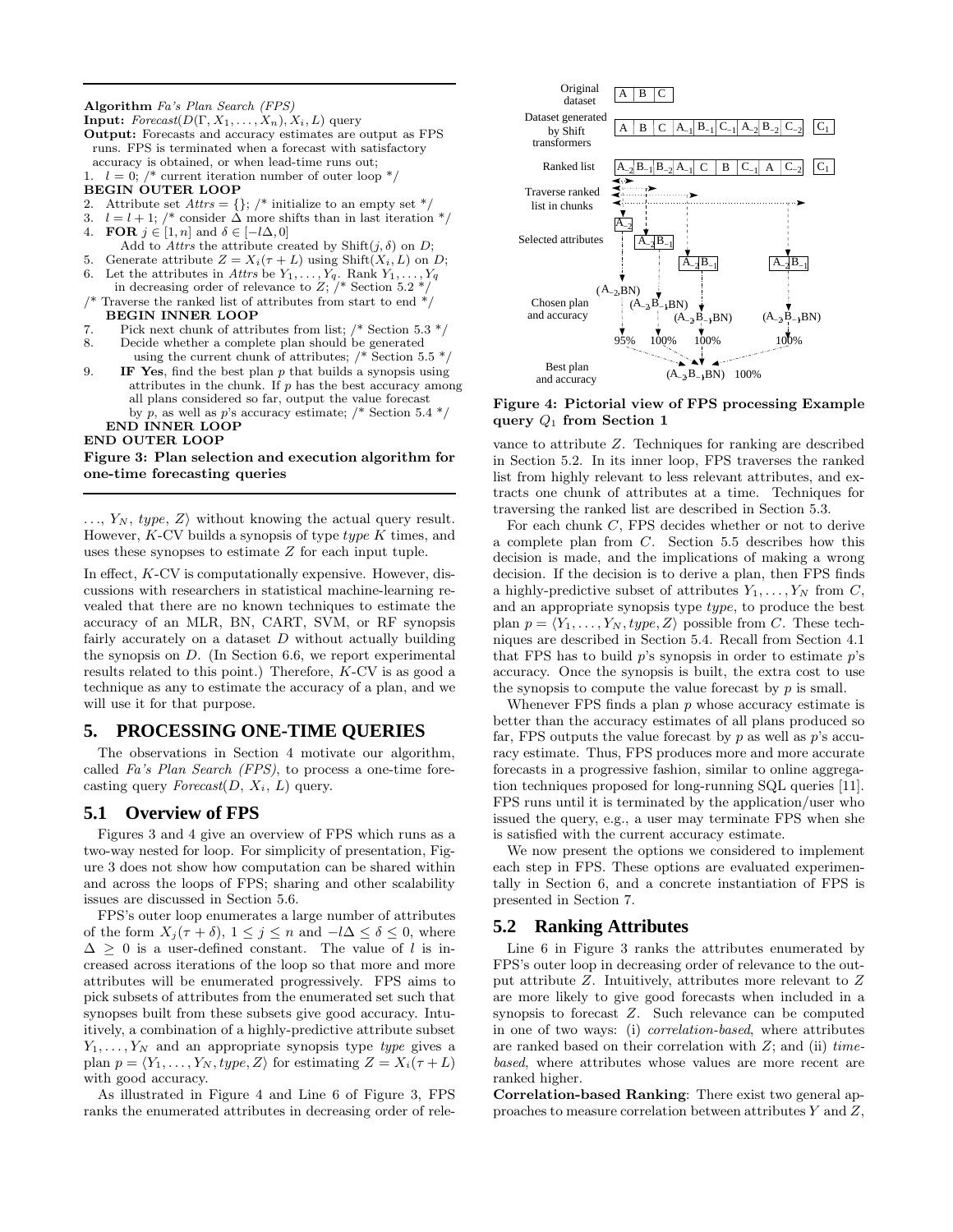**Algorithm** *Fa's Plan Search (FPS)*

**Input:** *Forecast*($D(\Gamma, X_1, \ldots, X_n), X_i, L$) query

**Output:** Forecasts and accuracy estimates are output as FPS runs. FPS is terminated when a forecast with satisfactory accuracy is obtained, or when lead-time runs out;

1. $l = 0$; /* current iteration number of outer loop */

**BEGIN OUTER LOOP**

2. Attribute set *Attrs* = {}; /* initialize to an empty set */
3. $l = l + 1$; /* consider $\Delta$ more shifts than in last iteration */
4. **FOR** $j \in [1, n]$ and $\delta \in [-l\Delta, 0]$
   Add to *Attrs* the attribute created by Shift($j, \delta$) on $D$;
5. Generate attribute $Z = X_i(\tau + L)$ using Shift($X_i, L$) on $D$;
6. Let the attributes in *Attrs* be $Y_1, \ldots, Y_q$. Rank $Y_1, \ldots, Y_q$ in decreasing order of relevance to $Z$; /* Section 5.2 */

/* Traverse the ranked list of attributes from start to end */

**BEGIN INNER LOOP**

7. Pick next chunk of attributes from list; /* Section 5.3 */
8. Decide whether a complete plan should be generated using the current chunk of attributes; /* Section 5.5 */
9. **IF Yes**, find the best plan $p$ that builds a synopsis using attributes in the chunk. If $p$ has the best accuracy among all plans considered so far, output the value forecast by $p$, as well as $p$'s accuracy estimate; /* Section 5.4 */

**END INNER LOOP**

**END OUTER LOOP**

**Figure 3: Plan selection and execution algorithm for one-time forecasting queries**

$\ldots, Y_N$, *type*, $Z\rangle$ without knowing the actual query result. However, $K$-CV builds a synopsis of type *type* $K$ times, and uses these synopses to estimate $Z$ for each input tuple.

In effect, $K$-CV is computationally expensive. However, discussions with researchers in statistical machine-learning revealed that there are no known techniques to estimate the accuracy of an MLR, BN, CART, SVM, or RF synopsis fairly accurately on a dataset $D$ without actually building the synopsis on $D$. (In Section 6.6, we report experimental results related to this point.) Therefore, $K$-CV is as good a technique as any to estimate the accuracy of a plan, and we will use it for that purpose.

## 5. PROCESSING ONE-TIME QUERIES

The observations in Section 4 motivate our algorithm, called *Fa's Plan Search (FPS)*, to process a one-time forecasting query *Forecast*($D$, $X_i$, $L$) query.

### 5.1 Overview of FPS

Figures 3 and 4 give an overview of FPS which runs as a two-way nested for loop. For simplicity of presentation, Figure 3 does not show how computation can be shared within and across the loops of FPS; sharing and other scalability issues are discussed in Section 5.6.

FPS's outer loop enumerates a large number of attributes of the form $X_j(\tau + \delta)$, $1 \leq j \leq n$ and $-l\Delta \leq \delta \leq 0$, where $\Delta \geq 0$ is a user-defined constant. The value of $l$ is increased across iterations of the loop so that more and more attributes will be enumerated progressively. FPS aims to pick subsets of attributes from the enumerated set such that synopses built from these subsets give good accuracy. Intuitively, a combination of a highly-predictive attribute subset $Y_1, \ldots, Y_N$ and an appropriate synopsis type *type* gives a plan $p = \langle Y_1, \ldots, Y_N, type, Z\rangle$ for estimating $Z = X_i(\tau + L)$ with good accuracy.

As illustrated in Figure 4 and Line 6 of Figure 3, FPS ranks the enumerated attributes in decreasing order of relevance to attribute $Z$. Techniques for ranking are described in Section 5.2. In its inner loop, FPS traverses the ranked list from highly relevant to less relevant attributes, and extracts one chunk of attributes at a time. Techniques for traversing the ranked list are described in Section 5.3.

**Figure 4: Pictorial view of FPS processing Example query $Q_1$ from Section 1**

For each chunk $C$, FPS decides whether or not to derive a complete plan from $C$. Section 5.5 describes how this decision is made, and the implications of making a wrong decision. If the decision is to derive a plan, then FPS finds a highly-predictive subset of attributes $Y_1, \ldots, Y_N$ from $C$, and an appropriate synopsis type *type*, to produce the best plan $p = \langle Y_1, \ldots, Y_N, type, Z\rangle$ possible from $C$. These techniques are described in Section 5.4. Recall from Section 4.1 that FPS has to build $p$'s synopsis in order to estimate $p$'s accuracy. Once the synopsis is built, the extra cost to use the synopsis to compute the value forecast by $p$ is small.

Whenever FPS finds a plan $p$ whose accuracy estimate is better than the accuracy estimates of all plans produced so far, FPS outputs the value forecast by $p$ as well as $p$'s accuracy estimate. Thus, FPS produces more and more accurate forecasts in a progressive fashion, similar to online aggregation techniques proposed for long-running SQL queries [11]. FPS runs until it is terminated by the application/user who issued the query, e.g., a user may terminate FPS when she is satisfied with the current accuracy estimate.

We now present the options we considered to implement each step in FPS. These options are evaluated experimentally in Section 6, and a concrete instantiation of FPS is presented in Section 7.

### 5.2 Ranking Attributes

Line 6 in Figure 3 ranks the attributes enumerated by FPS's outer loop in decreasing order of relevance to the output attribute $Z$. Intuitively, attributes more relevant to $Z$ are more likely to give good forecasts when included in a synopsis to forecast $Z$. Such relevance can be computed in one of two ways: (i) *correlation-based*, where attributes are ranked based on their correlation with $Z$; and (ii) *time-based*, where attributes whose values are more recent are ranked higher.

**Correlation-based Ranking**: There exist two general approaches to measure correlation between attributes $Y$ and $Z$,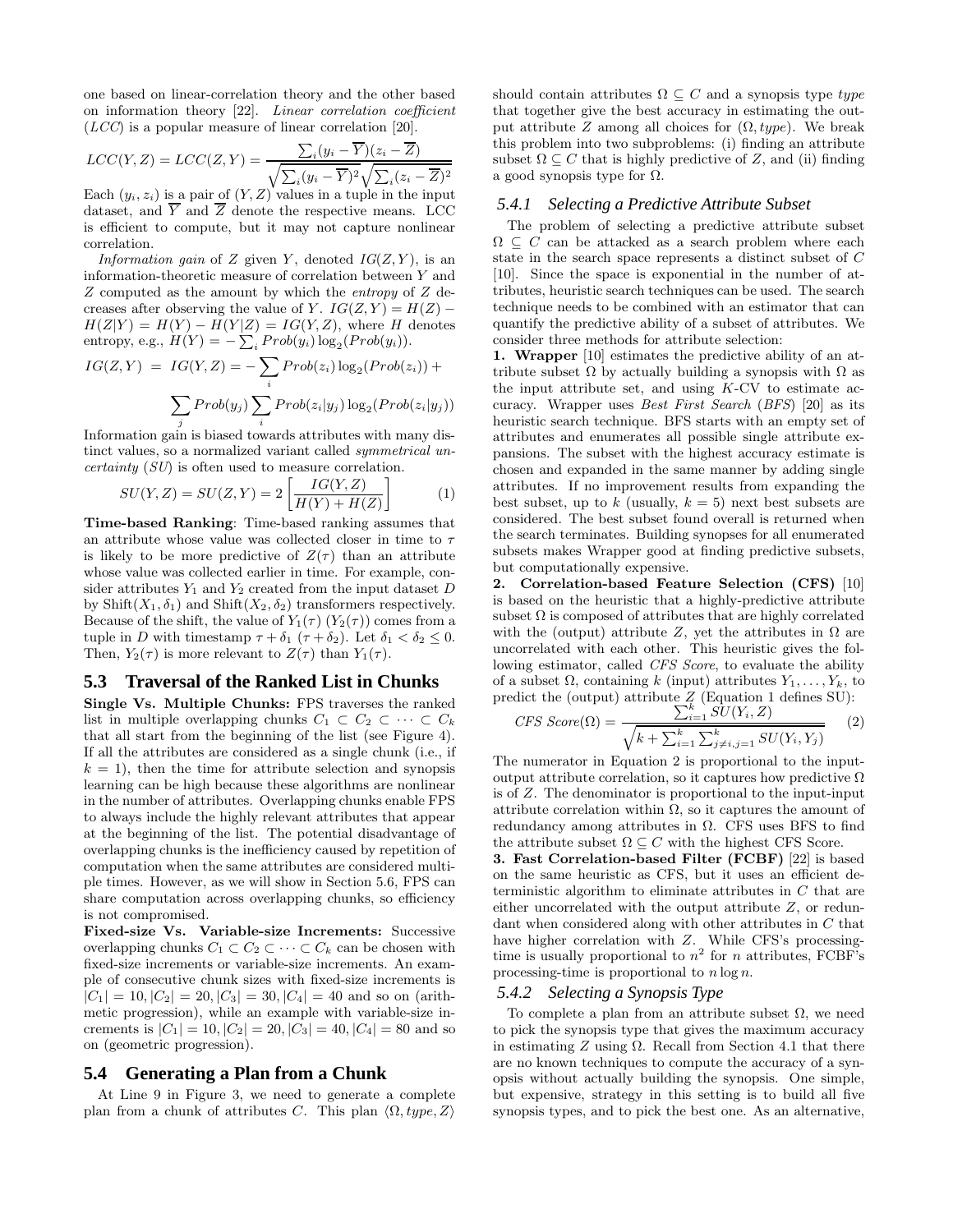one based on linear-correlation theory and the other based on information theory [22]. *Linear correlation coefficient* (*LCC*) is a popular measure of linear correlation [20].

$$LCC(Y,Z) = LCC(Z,Y) = \frac{\sum_i (y_i - \overline{Y})(z_i - \overline{Z})}{\sqrt{\sum_i (y_i - \overline{Y})^2}\sqrt{\sum_i (z_i - \overline{Z})^2}}$$

Each $(y_i, z_i)$ is a pair of $(Y, Z)$ values in a tuple in the input dataset, and $\overline{Y}$ and $\overline{Z}$ denote the respective means. LCC is efficient to compute, but it may not capture nonlinear correlation.

*Information gain* of $Z$ given $Y$, denoted $IG(Z, Y)$, is an information-theoretic measure of correlation between $Y$ and $Z$ computed as the amount by which the *entropy* of $Z$ decreases after observing the value of $Y$. $IG(Z,Y) = H(Z) - H(Z|Y) = H(Y) - H(Y|Z) = IG(Y,Z)$, where $H$ denotes entropy, e.g., $H(Y) = -\sum_i Prob(y_i)\log_2(Prob(y_i))$.

$$IG(Z,Y) = IG(Y,Z) = -\sum_i Prob(z_i)\log_2(Prob(z_i)) + \sum_j Prob(y_j)\sum_i Prob(z_i|y_j)\log_2(Prob(z_i|y_j))$$

Information gain is biased towards attributes with many distinct values, so a normalized variant called *symmetrical uncertainty* (*SU*) is often used to measure correlation.

$$SU(Y,Z) = SU(Z,Y) = 2\left[\frac{IG(Y,Z)}{H(Y) + H(Z)}\right] \quad (1)$$

**Time-based Ranking**: Time-based ranking assumes that an attribute whose value was collected closer in time to $\tau$ is likely to be more predictive of $Z(\tau)$ than an attribute whose value was collected earlier in time. For example, consider attributes $Y_1$ and $Y_2$ created from the input dataset $D$ by Shift$(X_1, \delta_1)$ and Shift$(X_2, \delta_2)$ transformers respectively. Because of the shift, the value of $Y_1(\tau)$ ($Y_2(\tau)$) comes from a tuple in $D$ with timestamp $\tau + \delta_1$ ($\tau + \delta_2$). Let $\delta_1 < \delta_2 \leq 0$. Then, $Y_2(\tau)$ is more relevant to $Z(\tau)$ than $Y_1(\tau)$.

## 5.3 Traversal of the Ranked List in Chunks

**Single Vs. Multiple Chunks:** FPS traverses the ranked list in multiple overlapping chunks $C_1 \subset C_2 \subset \cdots \subset C_k$ that all start from the beginning of the list (see Figure 4). If all the attributes are considered as a single chunk (i.e., if $k = 1$), then the time for attribute selection and synopsis learning can be high because these algorithms are nonlinear in the number of attributes. Overlapping chunks enable FPS to always include the highly relevant attributes that appear at the beginning of the list. The potential disadvantage of overlapping chunks is the inefficiency caused by repetition of computation when the same attributes are considered multiple times. However, as we will show in Section 5.6, FPS can share computation across overlapping chunks, so efficiency is not compromised.

**Fixed-size Vs. Variable-size Increments:** Successive overlapping chunks $C_1 \subset C_2 \subset \cdots \subset C_k$ can be chosen with fixed-size increments or variable-size increments. An example of consecutive chunk sizes with fixed-size increments is $|C_1| = 10, |C_2| = 20, |C_3| = 30, |C_4| = 40$ and so on (arithmetic progression), while an example with variable-size increments is $|C_1| = 10, |C_2| = 20, |C_3| = 40, |C_4| = 80$ and so on (geometric progression).

## 5.4 Generating a Plan from a Chunk

At Line 9 in Figure 3, we need to generate a complete plan from a chunk of attributes $C$. This plan $\langle \Omega, type, Z\rangle$ should contain attributes $\Omega \subseteq C$ and a synopsis type *type* that together give the best accuracy in estimating the output attribute $Z$ among all choices for $(\Omega, type)$. We break this problem into two subproblems: (i) finding an attribute subset $\Omega \subseteq C$ that is highly predictive of $Z$, and (ii) finding a good synopsis type for $\Omega$.

### 5.4.1 Selecting a Predictive Attribute Subset

The problem of selecting a predictive attribute subset $\Omega \subseteq C$ can be attacked as a search problem where each state in the search space represents a distinct subset of $C$ [10]. Since the space is exponential in the number of attributes, heuristic search techniques can be used. The search technique needs to be combined with an estimator that can quantify the predictive ability of a subset of attributes. We consider three methods for attribute selection:

**1. Wrapper** [10] estimates the predictive ability of an attribute subset $\Omega$ by actually building a synopsis with $\Omega$ as the input attribute set, and using $K$-CV to estimate accuracy. Wrapper uses *Best First Search* (*BFS*) [20] as its heuristic search technique. BFS starts with an empty set of attributes and enumerates all possible single attribute expansions. The subset with the highest accuracy estimate is chosen and expanded in the same manner by adding single attributes. If no improvement results from expanding the best subset, up to $k$ (usually, $k = 5$) next best subsets are considered. The best subset found overall is returned when the search terminates. Building synopses for all enumerated subsets makes Wrapper good at finding predictive subsets, but computationally expensive.

**2. Correlation-based Feature Selection (CFS)** [10] is based on the heuristic that a highly-predictive attribute subset $\Omega$ is composed of attributes that are highly correlated with the (output) attribute $Z$, yet the attributes in $\Omega$ are uncorrelated with each other. This heuristic gives the following estimator, called *CFS Score*, to evaluate the ability of a subset $\Omega$, containing $k$ (input) attributes $Y_1, \ldots, Y_k$, to predict the (output) attribute $Z$ (Equation 1 defines SU):

$$CFS\ Score(\Omega) = \frac{\sum_{i=1}^{k} SU(Y_i, Z)}{\sqrt{k + \sum_{i=1}^{k}\sum_{j \neq i, j=1}^{k} SU(Y_i, Y_j)}} \quad (2)$$

The numerator in Equation 2 is proportional to the input-output attribute correlation, so it captures how predictive $\Omega$ is of $Z$. The denominator is proportional to the input-input attribute correlation within $\Omega$, so it captures the amount of redundancy among attributes in $\Omega$. CFS uses BFS to find the attribute subset $\Omega \subseteq C$ with the highest CFS Score.

**3. Fast Correlation-based Filter (FCBF)** [22] is based on the same heuristic as CFS, but it uses an efficient deterministic algorithm to eliminate attributes in $C$ that are either uncorrelated with the output attribute $Z$, or redundant when considered along with other attributes in $C$ that have higher correlation with $Z$. While CFS's processing-time is usually proportional to $n^2$ for $n$ attributes, FCBF's processing-time is proportional to $n \log n$.

### 5.4.2 Selecting a Synopsis Type

To complete a plan from an attribute subset $\Omega$, we need to pick the synopsis type that gives the maximum accuracy in estimating $Z$ using $\Omega$. Recall from Section 4.1 that there are no known techniques to compute the accuracy of a synopsis without actually building the synopsis. One simple, but expensive, strategy in this setting is to build all five synopsis types, and to pick the best one. As an alternative,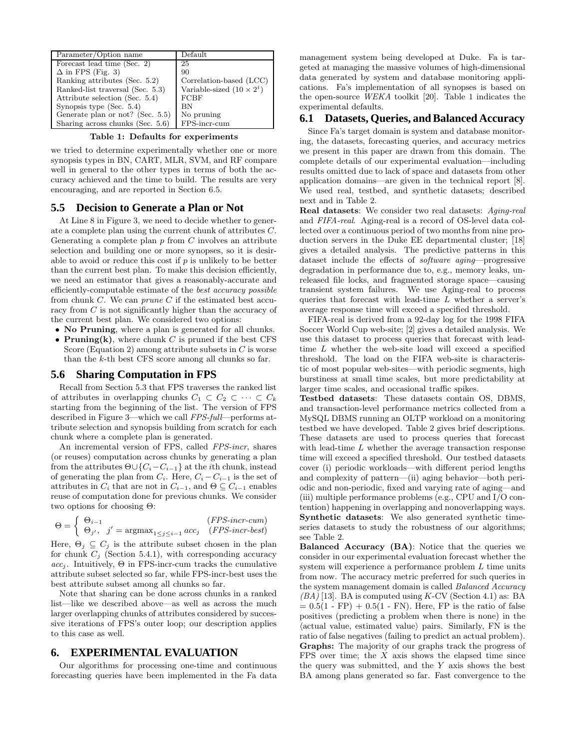| Parameter/Option name | Default |
|---|---|
| Forecast lead time (Sec. 2) | 25 |
| $\Delta$ in FPS (Fig. 3) | 90 |
| Ranking attributes (Sec. 5.2) | Correlation-based (LCC) |
| Ranked-list traversal (Sec. 5.3) | Variable-sized ($10 \times 2^i$) |
| Attribute selection (Sec. 5.4) | FCBF |
| Synopsis type (Sec. 5.4) | BN |
| Generate plan or not? (Sec. 5.5) | No pruning |
| Sharing across chunks (Sec. 5.6) | FPS-incr-cum |

**Table 1: Defaults for experiments**

we tried to determine experimentally whether one or more synopsis types in BN, CART, MLR, SVM, and RF compare well in general to the other types in terms of both the accuracy achieved and the time to build. The results are very encouraging, and are reported in Section 6.5.

## 5.5 Decision to Generate a Plan or Not

At Line 8 in Figure 3, we need to decide whether to generate a complete plan using the current chunk of attributes $C$. Generating a complete plan $p$ from $C$ involves an attribute selection and building one or more synopses, so it is desirable to avoid or reduce this cost if $p$ is unlikely to be better than the current best plan. To make this decision efficiently, we need an estimator that gives a reasonably-accurate and efficiently-computable estimate of the *best accuracy possible* from chunk $C$. We can *prune* $C$ if the estimated best accuracy from $C$ is not significantly higher than the accuracy of the current best plan. We considered two options:

- **No Pruning**, where a plan is generated for all chunks.
- **Pruning(k)**, where chunk $C$ is pruned if the best CFS Score (Equation 2) among attribute subsets in $C$ is worse than the $k$-th best CFS score among all chunks so far.

## 5.6 Sharing Computation in FPS

Recall from Section 5.3 that FPS traverses the ranked list of attributes in overlapping chunks $C_1 \subset C_2 \subset \cdots \subset C_k$ starting from the beginning of the list. The version of FPS described in Figure 3—which we call *FPS-full*—performs attribute selection and synopsis building from scratch for each chunk where a complete plan is generated.

An incremental version of FPS, called *FPS-incr*, shares (or reuses) computation across chunks by generating a plan from the attributes $\Theta \cup \{C_i - C_{i-1}\}$ at the $i$th chunk, instead of generating the plan from $C_i$. Here, $C_i - C_{i-1}$ is the set of attributes in $C_i$ that are not in $C_{i-1}$, and $\Theta \subseteq C_{i-1}$ enables reuse of computation done for previous chunks. We consider two options for choosing $\Theta$:

$$\Theta = \begin{cases} \Theta_{i-1} & (\textit{FPS-incr-cum}) \\ \Theta_{j'}, \quad j' = \text{argmax}_{1 \le j \le i-1}\, acc_j & (\textit{FPS-incr-best}) \end{cases}$$

Here, $\Theta_j \subseteq C_j$ is the attribute subset chosen in the plan for chunk $C_j$ (Section 5.4.1), with corresponding accuracy $acc_j$. Intuitively, $\Theta$ in FPS-incr-cum tracks the cumulative attribute subset selected so far, while FPS-incr-best uses the best attribute subset among all chunks so far.

Note that sharing can be done across chunks in a ranked list—like we described above—as well as across the much larger overlapping chunks of attributes considered by successive iterations of FPS's outer loop; our description applies to this case as well.

# 6. EXPERIMENTAL EVALUATION

Our algorithms for processing one-time and continuous forecasting queries have been implemented in the Fa data management system being developed at Duke. Fa is targeted at managing the massive volumes of high-dimensional data generated by system and database monitoring applications. Fa's implementation of all synopses is based on the open-source *WEKA* toolkit [20]. Table 1 indicates the experimental defaults.

## 6.1 Datasets, Queries, and Balanced Accuracy

Since Fa's target domain is system and database monitoring, the datasets, forecasting queries, and accuracy metrics we present in this paper are drawn from this domain. The complete details of our experimental evaluation—including results omitted due to lack of space and datasets from other application domains—are given in the technical report [8]. We used real, testbed, and synthetic datasets; described next and in Table 2.

**Real datasets**: We consider two real datasets: *Aging-real* and *FIFA-real*. Aging-real is a record of OS-level data collected over a continuous period of two months from nine production servers in the Duke EE departmental cluster; [18] gives a detailed analysis. The predictive patterns in this dataset include the effects of *software aging*—progressive degradation in performance due to, e.g., memory leaks, unreleased file locks, and fragmented storage space—causing transient system failures. We use Aging-real to process queries that forecast with lead-time $L$ whether a server's average response time will exceed a specified threshold.

FIFA-real is derived from a 92-day log for the 1998 FIFA Soccer World Cup web-site; [2] gives a detailed analysis. We use this dataset to process queries that forecast with lead-time $L$ whether the web-site load will exceed a specified threshold. The load on the FIFA web-site is characteristic of most popular web-sites—with periodic segments, high burstiness at small time scales, but more predictability at larger time scales, and occasional traffic spikes.

**Testbed datasets**: These datasets contain OS, DBMS, and transaction-level performance metrics collected from a MySQL DBMS running an OLTP workload on a monitoring testbed we have developed. Table 2 gives brief descriptions. These datasets are used to process queries that forecast with lead-time $L$ whether the average transaction response time will exceed a specified threshold. Our testbed datasets cover (i) periodic workloads—with different period lengths and complexity of pattern—(ii) aging behavior—both periodic and non-periodic, fixed and varying rate of aging—and (iii) multiple performance problems (e.g., CPU and I/O contention) happening in overlapping and nonoverlapping ways.

**Synthetic datasets**: We also generated synthetic time-series datasets to study the robustness of our algorithms; see Table 2.

**Balanced Accuracy (BA)**: Notice that the queries we consider in our experimental evaluation forecast whether the system will experience a performance problem $L$ time units from now. The accuracy metric preferred for such queries in the system management domain is called *Balanced Accuracy (BA)* [13]. BA is computed using $K$-CV (Section 4.1) as: BA = 0.5(1 - FP) + 0.5(1 - FN). Here, FP is the ratio of false positives (predicting a problem when there is none) in the $\langle$actual value, estimated value$\rangle$ pairs. Similarly, FN is the ratio of false negatives (failing to predict an actual problem).

**Graphs:** The majority of our graphs track the progress of FPS over time; the $X$ axis shows the elapsed time since the query was submitted, and the $Y$ axis shows the best BA among plans generated so far. Fast convergence to the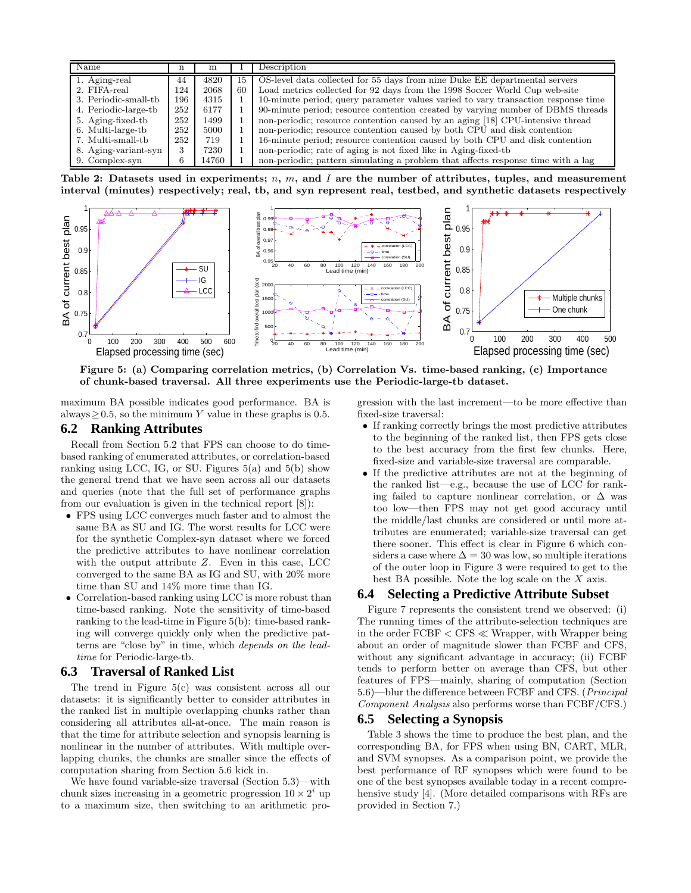| Name | n | m | I | Description |
|---|---|---|---|---|
| 1. Aging-real | 44 | 4820 | 15 | OS-level data collected for 55 days from nine Duke EE departmental servers |
| 2. FIFA-real | 124 | 2068 | 60 | Load metrics collected for 92 days from the 1998 Soccer World Cup web-site |
| 3. Periodic-small-tb | 196 | 4315 | 1 | 10-minute period; query parameter values varied to vary transaction response time |
| 4. Periodic-large-tb | 252 | 6177 | 1 | 90-minute period; resource contention created by varying number of DBMS threads |
| 5. Aging-fixed-tb | 252 | 1499 | 1 | non-periodic; resource contention caused by an aging [18] CPU-intensive thread |
| 6. Multi-large-tb | 252 | 5000 | 1 | non-periodic; resource contention caused by both CPU and disk contention |
| 7. Multi-small-tb | 252 | 719 | 1 | 16-minute period; resource contention caused by both CPU and disk contention |
| 8. Aging-variant-syn | 3 | 7230 | 1 | non-periodic; rate of aging is not fixed like in Aging-fixed-tb |
| 9. Complex-syn | 6 | 14760 | 1 | non-periodic; pattern simulating a problem that affects response time with a lag |

**Table 2: Datasets used in experiments; $n$, $m$, and $I$ are the number of attributes, tuples, and measurement interval (minutes) respectively; real, tb, and syn represent real, testbed, and synthetic datasets respectively**

**Figure 5: (a) Comparing correlation metrics, (b) Correlation Vs. time-based ranking, (c) Importance of chunk-based traversal. All three experiments use the Periodic-large-tb dataset.**

maximum BA possible indicates good performance. BA is always $\geq 0.5$, so the minimum $Y$ value in these graphs is 0.5.

## 6.2 Ranking Attributes

Recall from Section 5.2 that FPS can choose to do time-based ranking of enumerated attributes, or correlation-based ranking using LCC, IG, or SU. Figures 5(a) and 5(b) show the general trend that we have seen across all our datasets and queries (note that the full set of performance graphs from our evaluation is given in the technical report [8]):

- FPS using LCC converges much faster and to almost the same BA as SU and IG. The worst results for LCC were for the synthetic Complex-syn dataset where we forced the predictive attributes to have nonlinear correlation with the output attribute $Z$. Even in this case, LCC converged to the same BA as IG and SU, with 20% more time than SU and 14% more time than IG.
- Correlation-based ranking using LCC is more robust than time-based ranking. Note the sensitivity of time-based ranking to the lead-time in Figure 5(b): time-based ranking will converge quickly only when the predictive patterns are "close by" in time, which *depends on the lead-time* for Periodic-large-tb.

## 6.3 Traversal of Ranked List

The trend in Figure 5(c) was consistent across all our datasets: it is significantly better to consider attributes in the ranked list in multiple overlapping chunks rather than considering all attributes all-at-once. The main reason is that the time for attribute selection and synopsis learning is nonlinear in the number of attributes. With multiple overlapping chunks, the chunks are smaller since the effects of computation sharing from Section 5.6 kick in.

We have found variable-size traversal (Section 5.3)—with chunk sizes increasing in a geometric progression $10 \times 2^i$ up to a maximum size, then switching to an arithmetic progression with the last increment—to be more effective than fixed-size traversal:

- If ranking correctly brings the most predictive attributes to the beginning of the ranked list, then FPS gets close to the best accuracy from the first few chunks. Here, fixed-size and variable-size traversal are comparable.
- If the predictive attributes are not at the beginning of the ranked list—e.g., because the use of LCC for ranking failed to capture nonlinear correlation, or $\Delta$ was too low—then FPS may not get good accuracy until the middle/last chunks are considered or until more attributes are enumerated; variable-size traversal can get there sooner. This effect is clear in Figure 6 which considers a case where $\Delta = 30$ was low, so multiple iterations of the outer loop in Figure 3 were required to get to the best BA possible. Note the log scale on the $X$ axis.

## 6.4 Selecting a Predictive Attribute Subset

Figure 7 represents the consistent trend we observed: (i) The running times of the attribute-selection techniques are in the order FCBF < CFS ≪ Wrapper, with Wrapper being about an order of magnitude slower than FCBF and CFS, without any significant advantage in accuracy; (ii) FCBF tends to perform better on average than CFS, but other features of FPS—mainly, sharing of computation (Section 5.6)—blur the difference between FCBF and CFS. (*Principal Component Analysis* also performs worse than FCBF/CFS.)

## 6.5 Selecting a Synopsis

Table 3 shows the time to produce the best plan, and the corresponding BA, for FPS when using BN, CART, MLR, and SVM synopses. As a comparison point, we provide the best performance of RF synopses which were found to be one of the best synopses available today in a recent comprehensive study [4]. (More detailed comparisons with RFs are provided in Section 7.)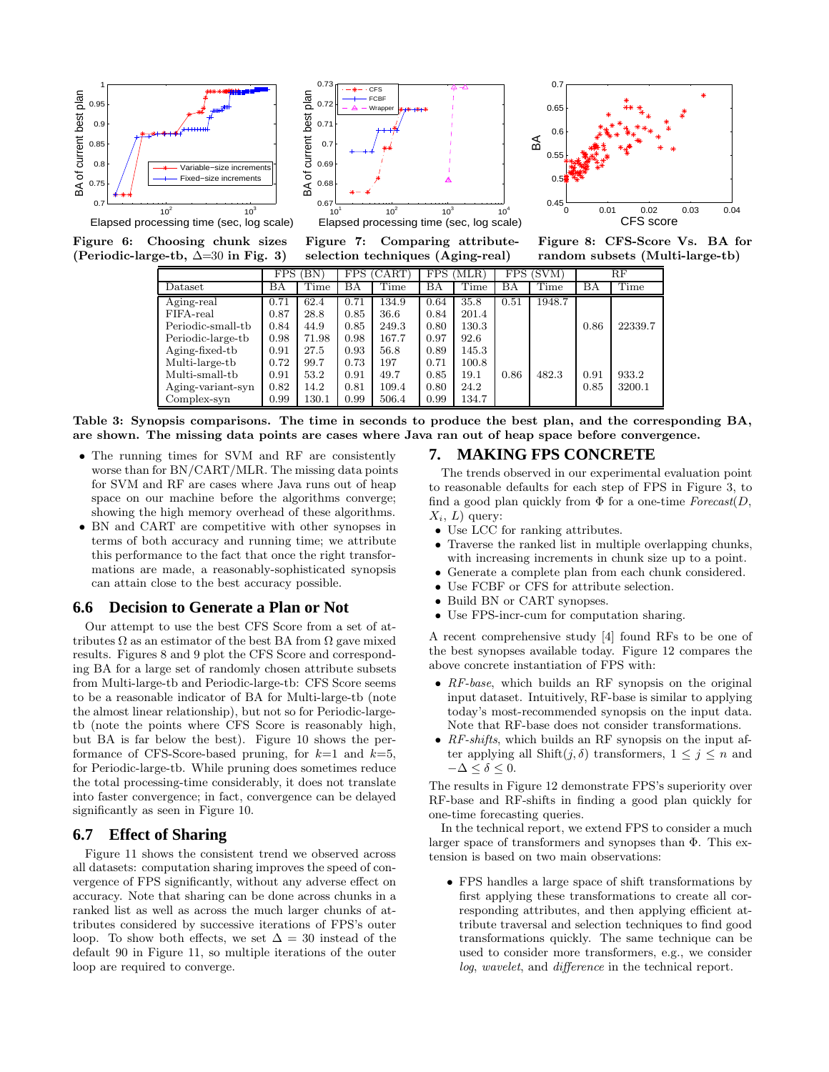Figure 6: Choosing chunk sizes (Periodic-large-tb, $\Delta$=30 in Fig. 3)

Figure 7: Comparing attribute-selection techniques (Aging-real)

Figure 8: CFS-Score Vs. BA for random subsets (Multi-large-tb)

| Dataset | FPS (BN) | | FPS (CART) | | FPS (MLR) | | FPS (SVM) | | RF | |
|---|---|---|---|---|---|---|---|---|---|---|
| | BA | Time | BA | Time | BA | Time | BA | Time | BA | Time |
| Aging-real | 0.71 | 62.4 | 0.71 | 134.9 | 0.64 | 35.8 | 0.51 | 1948.7 | | |
| FIFA-real | 0.87 | 28.8 | 0.85 | 36.6 | 0.84 | 201.4 | | | | |
| Periodic-small-tb | 0.84 | 44.9 | 0.85 | 249.3 | 0.80 | 130.3 | | | 0.86 | 22339.7 |
| Periodic-large-tb | 0.98 | 71.98 | 0.98 | 167.7 | 0.97 | 92.6 | | | | |
| Aging-fixed-tb | 0.91 | 27.5 | 0.93 | 56.8 | 0.89 | 145.3 | | | | |
| Multi-large-tb | 0.72 | 99.7 | 0.73 | 197 | 0.71 | 100.8 | | | | |
| Multi-small-tb | 0.91 | 53.2 | 0.91 | 49.7 | 0.85 | 19.1 | 0.86 | 482.3 | 0.91 | 933.2 |
| Aging-variant-syn | 0.82 | 14.2 | 0.81 | 109.4 | 0.80 | 24.2 | | | 0.85 | 3200.1 |
| Complex-syn | 0.99 | 130.1 | 0.99 | 506.4 | 0.99 | 134.7 | | | | |

Table 3: Synopsis comparisons. The time in seconds to produce the best plan, and the corresponding BA, are shown. The missing data points are cases where Java ran out of heap space before convergence.

- The running times for SVM and RF are consistently worse than for BN/CART/MLR. The missing data points for SVM and RF are cases where Java runs out of heap space on our machine before the algorithms converge; showing the high memory overhead of these algorithms.
- BN and CART are competitive with other synopses in terms of both accuracy and running time; we attribute this performance to the fact that once the right transformations are made, a reasonably-sophisticated synopsis can attain close to the best accuracy possible.

### 6.6 Decision to Generate a Plan or Not

Our attempt to use the best CFS Score from a set of attributes $\Omega$ as an estimator of the best BA from $\Omega$ gave mixed results. Figures 8 and 9 plot the CFS Score and corresponding BA for a large set of randomly chosen attribute subsets from Multi-large-tb and Periodic-large-tb: CFS Score seems to be a reasonable indicator of BA for Multi-large-tb (note the almost linear relationship), but not so for Periodic-large-tb (note the points where CFS Score is reasonably high, but BA is far below the best). Figure 10 shows the performance of CFS-Score-based pruning, for $k$=1 and $k$=5, for Periodic-large-tb. While pruning does sometimes reduce the total processing-time considerably, it does not translate into faster convergence; in fact, convergence can be delayed significantly as seen in Figure 10.

### 6.7 Effect of Sharing

Figure 11 shows the consistent trend we observed across all datasets: computation sharing improves the speed of convergence of FPS significantly, without any adverse effect on accuracy. Note that sharing can be done across chunks in a ranked list as well as across the much larger chunks of attributes considered by successive iterations of FPS's outer loop. To show both effects, we set $\Delta$ = 30 instead of the default 90 in Figure 11, so multiple iterations of the outer loop are required to converge.

## 7. MAKING FPS CONCRETE

The trends observed in our experimental evaluation point to reasonable defaults for each step of FPS in Figure 3, to find a good plan quickly from $\Phi$ for a one-time *Forecast*($D$, $X_i$, $L$) query:

- Use LCC for ranking attributes.
- Traverse the ranked list in multiple overlapping chunks, with increasing increments in chunk size up to a point.
- Generate a complete plan from each chunk considered.
- Use FCBF or CFS for attribute selection.
- Build BN or CART synopses.
- Use FPS-incr-cum for computation sharing.

A recent comprehensive study [4] found RFs to be one of the best synopses available today. Figure 12 compares the above concrete instantiation of FPS with:

- *RF-base*, which builds an RF synopsis on the original input dataset. Intuitively, RF-base is similar to applying today's most-recommended synopsis on the input data. Note that RF-base does not consider transformations.
- *RF-shifts*, which builds an RF synopsis on the input after applying all Shift($j, \delta$) transformers, $1 \leq j \leq n$ and $-\Delta \leq \delta \leq 0$.

The results in Figure 12 demonstrate FPS's superiority over RF-base and RF-shifts in finding a good plan quickly for one-time forecasting queries.

In the technical report, we extend FPS to consider a much larger space of transformers and synopses than $\Phi$. This extension is based on two main observations:

- FPS handles a large space of shift transformations by first applying these transformations to create all corresponding attributes, and then applying efficient attribute traversal and selection techniques to find good transformations quickly. The same technique can be used to consider more transformers, e.g., we consider *log*, *wavelet*, and *difference* in the technical report.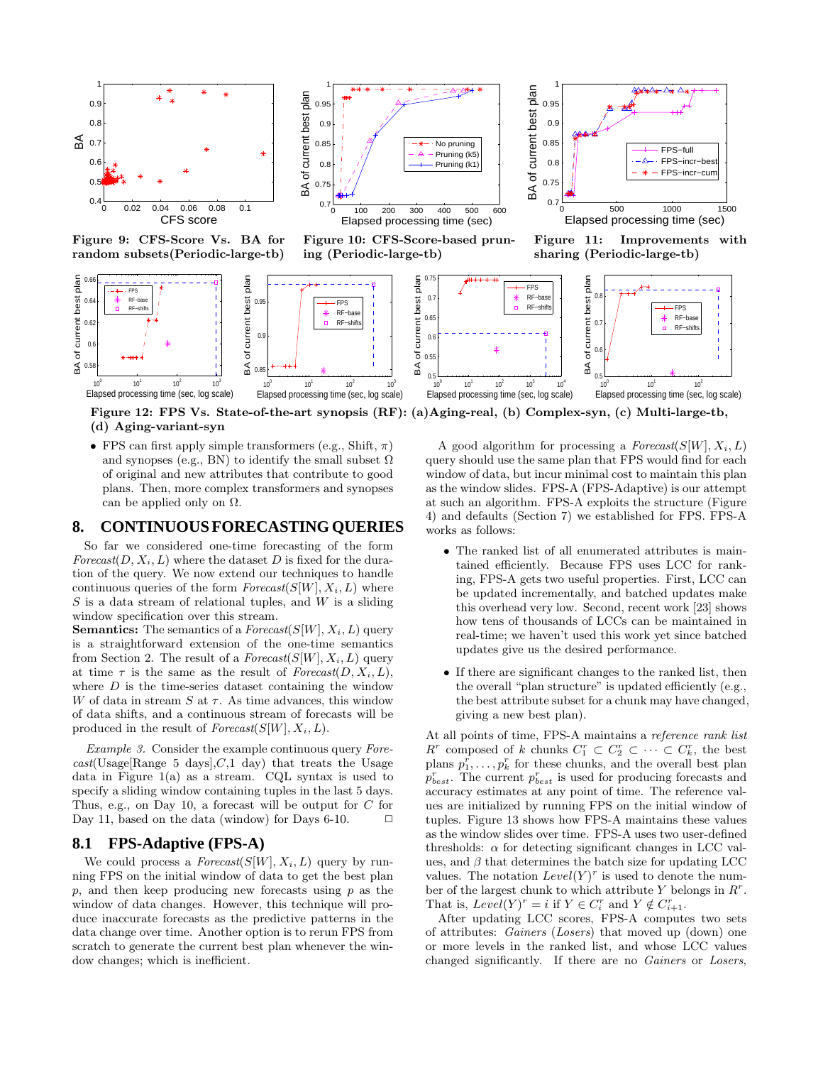Figure 9: CFS-Score Vs. BA for random subsets(Periodic-large-tb)

Figure 10: CFS-Score-based pruning (Periodic-large-tb)

Figure 11: Improvements with sharing (Periodic-large-tb)

Figure 12: FPS Vs. State-of-the-art synopsis (RF): (a)Aging-real, (b) Complex-syn, (c) Multi-large-tb, (d) Aging-variant-syn

- FPS can first apply simple transformers (e.g., Shift, $\pi$) and synopses (e.g., BN) to identify the small subset $\Omega$ of original and new attributes that contribute to good plans. Then, more complex transformers and synopses can be applied only on $\Omega$.

## 8. CONTINUOUS FORECASTING QUERIES

So far we considered one-time forecasting of the form *Forecast*($D$, $X_i$, $L$) where the dataset $D$ is fixed for the duration of the query. We now extend our techniques to handle continuous queries of the form *Forecast*($S[W]$, $X_i$, $L$) where $S$ is a data stream of relational tuples, and $W$ is a sliding window specification over this stream.

**Semantics:** The semantics of a *Forecast*($S[W]$, $X_i$, $L$) query is a straightforward extension of the one-time semantics from Section 2. The result of a *Forecast*($S[W]$, $X_i$, $L$) query at time $\tau$ is the same as the result of *Forecast*($D$, $X_i$, $L$), where $D$ is the time-series dataset containing the window $W$ of data in stream $S$ at $\tau$. As time advances, this window of data shifts, and a continuous stream of forecasts will be produced in the result of *Forecast*($S[W]$, $X_i$, $L$).

*Example 3.* Consider the example continuous query *Forecast*(Usage[Range 5 days],$C$,1 day) that treats the Usage data in Figure 1(a) as a stream. CQL syntax is used to specify a sliding window containing tuples in the last 5 days. Thus, e.g., on Day 10, a forecast will be output for $C$ for Day 11, based on the data (window) for Days 6-10. □

### 8.1 FPS-Adaptive (FPS-A)

We could process a *Forecast*($S[W]$, $X_i$, $L$) query by running FPS on the initial window of data to get the best plan $p$, and then keep producing new forecasts using $p$ as the window of data changes. However, this technique will produce inaccurate forecasts as the predictive patterns in the data change over time. Another option is to rerun FPS from scratch to generate the current best plan whenever the window changes; which is inefficient.

A good algorithm for processing a *Forecast*($S[W]$, $X_i$, $L$) query should use the same plan that FPS would find for each window of data, but incur minimal cost to maintain this plan as the window slides. FPS-A (FPS-Adaptive) is our attempt at such an algorithm. FPS-A exploits the structure (Figure 4) and defaults (Section 7) we established for FPS. FPS-A works as follows:

- The ranked list of all enumerated attributes is maintained efficiently. Because FPS uses LCC for ranking, FPS-A gets two useful properties. First, LCC can be updated incrementally, and batched updates make this overhead very low. Second, recent work [23] shows how tens of thousands of LCCs can be maintained in real-time; we haven't used this work yet since batched updates give us the desired performance.
- If there are significant changes to the ranked list, then the overall "plan structure" is updated efficiently (e.g., the best attribute subset for a chunk may have changed, giving a new best plan).

At all points of time, FPS-A maintains a *reference rank list* $R^r$ composed of $k$ chunks $C_1^r \subset C_2^r \subset \cdots \subset C_k^r$, the best plans $p_1^r, \ldots, p_k^r$ for these chunks, and the overall best plan $p_{best}^r$. The current $p_{best}^r$ is used for producing forecasts and accuracy estimates at any point of time. The reference values are initialized by running FPS on the initial window of tuples. Figure 13 shows how FPS-A maintains these values as the window slides over time. FPS-A uses two user-defined thresholds: $\alpha$ for detecting significant changes in LCC values, and $\beta$ that determines the batch size for updating LCC values. The notation $Level(Y)^r$ is used to denote the number of the largest chunk to which attribute $Y$ belongs in $R^r$. That is, $Level(Y)^r = i$ if $Y \in C_i^r$ and $Y \notin C_{i+1}^r$.

After updating LCC scores, FPS-A computes two sets of attributes: *Gainers* (*Losers*) that moved up (down) one or more levels in the ranked list, and whose LCC values changed significantly. If there are no *Gainers* or *Losers*,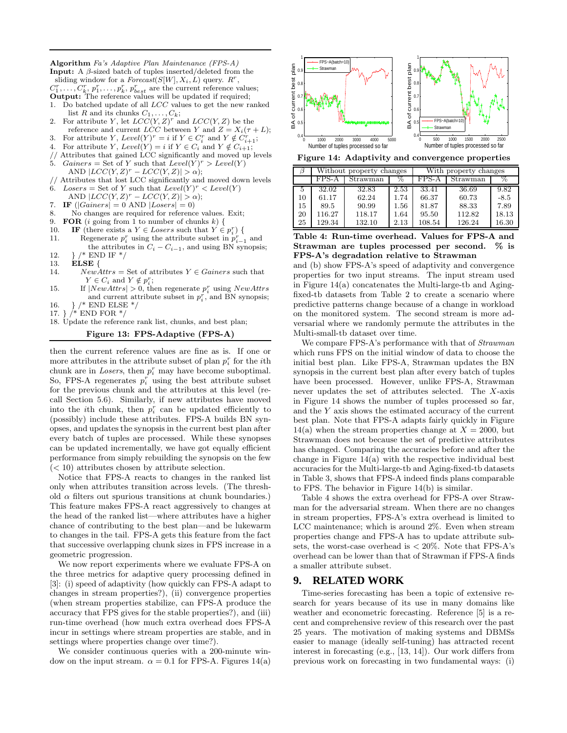**Algorithm** *Fa's Adaptive Plan Maintenance (FPS-A)*
**Input:** A $\beta$-sized batch of tuples inserted/deleted from the sliding window for a $Forecast(S[W], X_i, L)$ query. $R^r$, $C_1^r, \ldots, C_k^r$, $p_1^r, \ldots, p_k^r$, $p_{best}^r$ are the current reference values;
**Output:** The reference values will be updated if required;

1. Do batched update of all $LCC$ values to get the new ranked list $R$ and its chunks $C_1, \ldots, C_k$;
2. For attribute $Y$, let $LCC(Y, Z)^r$ and $LCC(Y, Z)$ be the reference and current $LCC$ between $Y$ and $Z = X_i(\tau + L)$;
3. For attribute $Y$, $Level(Y)^r = i$ if $Y \in C_i^r$ and $Y \notin C_{i+1}^r$;
4. For attribute $Y$, $Level(Y) = i$ if $Y \in C_i$ and $Y \notin C_{i+1}$;

// Attributes that gained LCC significantly and moved up levels

5. $Gainers$ = Set of $Y$ such that $Level(Y)^r > Level(Y)$ AND $|LCC(Y, Z)^r - LCC(Y, Z)| > \alpha$);

// Attributes that lost LCC significantly and moved down levels

6. $Losers$ = Set of $Y$ such that $Level(Y)^r < Level(Y)$ AND $|LCC(Y, Z)^r - LCC(Y, Z)| > \alpha$);
7. **IF** ($|Gainers| = 0$ AND $|Losers| = 0$)
8. No changes are required for reference values. Exit;
9. **FOR** ($i$ going from 1 to number of chunks $k$) {
10. **IF** (there exists a $Y \in Losers$ such that $Y \in p_i^r$) {
11. Regenerate $p_i^r$ using the attribute subset in $p_{i-1}^r$ and the attributes in $C_i - C_{i-1}$, and using BN synopsis;
12. } /* END IF */
13. **ELSE** {
14. $NewAttrs$ = Set of attributes $Y \in Gainers$ such that $Y \in C_i$ and $Y \notin p_i^r$;
15. If $|NewAttrs| > 0$, then regenerate $p_i^r$ using $NewAttrs$ and current attribute subset in $p_i^r$, and BN synopsis;
16. } /* END ELSE */
17. } /* END FOR */
18. Update the reference rank list, chunks, and best plan;

**Figure 13: FPS-Adaptive (FPS-A)**

then the current reference values are fine as is. If one or more attributes in the attribute subset of plan $p_i^r$ for the $i$th chunk are in *Losers*, then $p_i^r$ may have become suboptimal. So, FPS-A regenerates $p_i^r$ using the best attribute subset for the previous chunk and the attributes at this level (recall Section 5.6). Similarly, if new attributes have moved into the $i$th chunk, then $p_i^r$ can be updated efficiently to (possibly) include these attributes. FPS-A builds BN synopses, and updates the synopsis in the current best plan after every batch of tuples are processed. While these synopses can be updated incrementally, we have got equally efficient performance from simply rebuilding the synopsis on the few ($< 10$) attributes chosen by attribute selection.

Notice that FPS-A reacts to changes in the ranked list only when attributes transition across levels. (The threshold $\alpha$ filters out spurious transitions at chunk boundaries.) This feature makes FPS-A react aggressively to changes at the head of the ranked list—where attributes have a higher chance of contributing to the best plan—and be lukewarm to changes in the tail. FPS-A gets this feature from the fact that successive overlapping chunk sizes in FPS increase in a geometric progression.

We now report experiments where we evaluate FPS-A on the three metrics for adaptive query processing defined in [3]: (i) speed of adaptivity (how quickly can FPS-A adapt to changes in stream properties?), (ii) convergence properties (when stream properties stabilize, can FPS-A produce the accuracy that FPS gives for the stable properties?), and (iii) run-time overhead (how much extra overhead does FPS-A incur in settings where stream properties are stable, and in settings where properties change over time?).

We consider continuous queries with a 200-minute window on the input stream. $\alpha = 0.1$ for FPS-A. Figures 14(a) and (b) show FPS-A's speed of adaptivity and convergence properties for two input streams. The input stream used in Figure 14(a) concatenates the Multi-large-tb and Aging-fixed-tb datasets from Table 2 to create a scenario where predictive patterns change because of a change in workload on the monitored system. The second stream is more adversarial where we randomly permute the attributes in the Multi-small-tb dataset over time.

**Figure 14: Adaptivity and convergence properties**

| $\beta$ | Without property changes | | | With property changes | | |
|---|---|---|---|---|---|---|
| | FPS-A | Strawman | % | FPS-A | Strawman | % |
| 5 | 32.02 | 32.83 | 2.53 | 33.41 | 36.69 | 9.82 |
| 10 | 61.17 | 62.24 | 1.74 | 66.37 | 60.73 | -8.5 |
| 15 | 89.5 | 90.99 | 1.56 | 81.87 | 88.33 | 7.89 |
| 20 | 116.27 | 118.17 | 1.64 | 95.50 | 112.82 | 18.13 |
| 25 | 129.34 | 132.10 | 2.13 | 108.54 | 126.24 | 16.30 |

**Table 4: Run-time overhead. Values for FPS-A and Strawman are tuples processed per second. % is FPS-A's degradation relative to Strawman**

We compare FPS-A's performance with that of *Strawman* which runs FPS on the initial window of data to choose the initial best plan. Like FPS-A, Strawman updates the BN synopsis in the current best plan after every batch of tuples have been processed. However, unlike FPS-A, Strawman never updates the set of attributes selected. The $X$-axis in Figure 14 shows the number of tuples processed so far, and the $Y$ axis shows the estimated accuracy of the current best plan. Note that FPS-A adapts fairly quickly in Figure 14(a) when the stream properties change at $X = 2000$, but Strawman does not because the set of predictive attributes has changed. Comparing the accuracies before and after the change in Figure 14(a) with the respective individual best accuracies for the Multi-large-tb and Aging-fixed-tb datasets in Table 3, shows that FPS-A indeed finds plans comparable to FPS. The behavior in Figure 14(b) is similar.

Table 4 shows the extra overhead for FPS-A over Strawman for the adversarial stream. When there are no changes in stream properties, FPS-A's extra overhead is limited to LCC maintenance; which is around 2%. Even when stream properties change and FPS-A has to update attribute subsets, the worst-case overhead is $< 20\%$. Note that FPS-A's overhead can be lower than that of Strawman if FPS-A finds a smaller attribute subset.

## 9. RELATED WORK

Time-series forecasting has been a topic of extensive research for years because of its use in many domains like weather and econometric forecasting. Reference [5] is a recent and comprehensive review of this research over the past 25 years. The motivation of making systems and DBMSs easier to manage (ideally self-tuning) has attracted recent interest in forecasting (e.g., [13, 14]). Our work differs from previous work on forecasting in two fundamental ways: (i)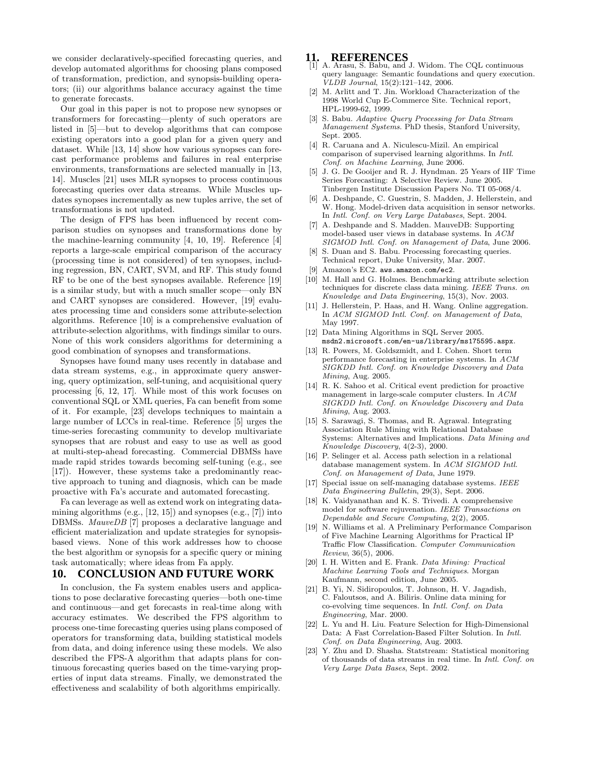we consider declaratively-specified forecasting queries, and develop automated algorithms for choosing plans composed of transformation, prediction, and synopsis-building operators; (ii) our algorithms balance accuracy against the time to generate forecasts.

Our goal in this paper is not to propose new synopses or transformers for forecasting—plenty of such operators are listed in [5]—but to develop algorithms that can compose existing operators into a good plan for a given query and dataset. While [13, 14] show how various synopses can forecast performance problems and failures in real enterprise environments, transformations are selected manually in [13, 14]. Muscles [21] uses MLR synopses to process continuous forecasting queries over data streams. While Muscles updates synopses incrementally as new tuples arrive, the set of transformations is not updated.

The design of FPS has been influenced by recent comparison studies on synopses and transformations done by the machine-learning community [4, 10, 19]. Reference [4] reports a large-scale empirical comparison of the accuracy (processing time is not considered) of ten synopses, including regression, BN, CART, SVM, and RF. This study found RF to be one of the best synopses available. Reference [19] is a similar study, but with a much smaller scope—only BN and CART synopses are considered. However, [19] evaluates processing time and considers some attribute-selection algorithms. Reference [10] is a comprehensive evaluation of attribute-selection algorithms, with findings similar to ours. None of this work considers algorithms for determining a good combination of synopses and transformations.

Synopses have found many uses recently in database and data stream systems, e.g., in approximate query answering, query optimization, self-tuning, and acquisitional query processing [6, 12, 17]. While most of this work focuses on conventional SQL or XML queries, Fa can benefit from some of it. For example, [23] develops techniques to maintain a large number of LCCs in real-time. Reference [5] urges the time-series forecasting community to develop multivariate synopses that are robust and easy to use as well as good at multi-step-ahead forecasting. Commercial DBMSs have made rapid strides towards becoming self-tuning (e.g., see [17]). However, these systems take a predominantly reactive approach to tuning and diagnosis, which can be made proactive with Fa's accurate and automated forecasting.

Fa can leverage as well as extend work on integrating data-mining algorithms (e.g., [12, 15]) and synopses (e.g., [7]) into DBMSs. *MauveDB* [7] proposes a declarative language and efficient materialization and update strategies for synopsis-based views. None of this work addresses how to choose the best algorithm or synopsis for a specific query or mining task automatically; where ideas from Fa apply.

# 10. CONCLUSION AND FUTURE WORK

In conclusion, the Fa system enables users and applications to pose declarative forecasting queries—both one-time and continuous—and get forecasts in real-time along with accuracy estimates. We described the FPS algorithm to process one-time forecasting queries using plans composed of operators for transforming data, building statistical models from data, and doing inference using these models. We also described the FPS-A algorithm that adapts plans for continuous forecasting queries based on the time-varying properties of input data streams. Finally, we demonstrated the effectiveness and scalability of both algorithms empirically.

# 11. REFERENCES

[1] A. Arasu, S. Babu, and J. Widom. The CQL continuous query language: Semantic foundations and query execution. *VLDB Journal*, 15(2):121–142, 2006.

[2] M. Arlitt and T. Jin. Workload Characterization of the 1998 World Cup E-Commerce Site. Technical report, HPL-1999-62, 1999.

[3] S. Babu. *Adaptive Query Processing for Data Stream Management Systems*. PhD thesis, Stanford University, Sept. 2005.

[4] R. Caruana and A. Niculescu-Mizil. An empirical comparison of supervised learning algorithms. In *Intl. Conf. on Machine Learning*, June 2006.

[5] J. G. De Gooijer and R. J. Hyndman. 25 Years of IIF Time Series Forecasting: A Selective Review. June 2005. Tinbergen Institute Discussion Papers No. TI 05-068/4.

[6] A. Deshpande, C. Guestrin, S. Madden, J. Hellerstein, and W. Hong. Model-driven data acquisition in sensor networks. In *Intl. Conf. on Very Large Databases*, Sept. 2004.

[7] A. Deshpande and S. Madden. MauveDB: Supporting model-based user views in database systems. In *ACM SIGMOD Intl. Conf. on Management of Data*, June 2006.

[8] S. Duan and S. Babu. Processing forecasting queries. Technical report, Duke University, Mar. 2007.

[9] Amazon's EC2. aws.amazon.com/ec2.

[10] M. Hall and G. Holmes. Benchmarking attribute selection techniques for discrete class data mining. *IEEE Trans. on Knowledge and Data Engineering*, 15(3), Nov. 2003.

[11] J. Hellerstein, P. Haas, and H. Wang. Online aggregation. In *ACM SIGMOD Intl. Conf. on Management of Data*, May 1997.

[12] Data Mining Algorithms in SQL Server 2005. msdn2.microsoft.com/en-us/library/ms175595.aspx.

[13] R. Powers, M. Goldszmidt, and I. Cohen. Short term performance forecasting in enterprise systems. In *ACM SIGKDD Intl. Conf. on Knowledge Discovery and Data Mining*, Aug. 2005.

[14] R. K. Sahoo et al. Critical event prediction for proactive management in large-scale computer clusters. In *ACM SIGKDD Intl. Conf. on Knowledge Discovery and Data Mining*, Aug. 2003.

[15] S. Sarawagi, S. Thomas, and R. Agrawal. Integrating Association Rule Mining with Relational Database Systems: Alternatives and Implications. *Data Mining and Knowledge Discovery*, 4(2-3), 2000.

[16] P. Selinger et al. Access path selection in a relational database management system. In *ACM SIGMOD Intl. Conf. on Management of Data*, June 1979.

[17] Special issue on self-managing database systems. *IEEE Data Engineering Bulletin*, 29(3), Sept. 2006.

[18] K. Vaidyanathan and K. S. Trivedi. A comprehensive model for software rejuvenation. *IEEE Transactions on Dependable and Secure Computing*, 2(2), 2005.

[19] N. Williams et al. A Preliminary Performance Comparison of Five Machine Learning Algorithms for Practical IP Traffic Flow Classification. *Computer Communication Review*, 36(5), 2006.

[20] I. H. Witten and E. Frank. *Data Mining: Practical Machine Learning Tools and Techniques*. Morgan Kaufmann, second edition, June 2005.

[21] B. Yi, N. Sidiropoulos, T. Johnson, H. V. Jagadish, C. Faloutsos, and A. Biliris. Online data mining for co-evolving time sequences. In *Intl. Conf. on Data Engineering*, Mar. 2000.

[22] L. Yu and H. Liu. Feature Selection for High-Dimensional Data: A Fast Correlation-Based Filter Solution. In *Intl. Conf. on Data Engineering*, Aug. 2003.

[23] Y. Zhu and D. Shasha. Statstream: Statistical monitoring of thousands of data streams in real time. In *Intl. Conf. on Very Large Data Bases*, Sept. 2002.